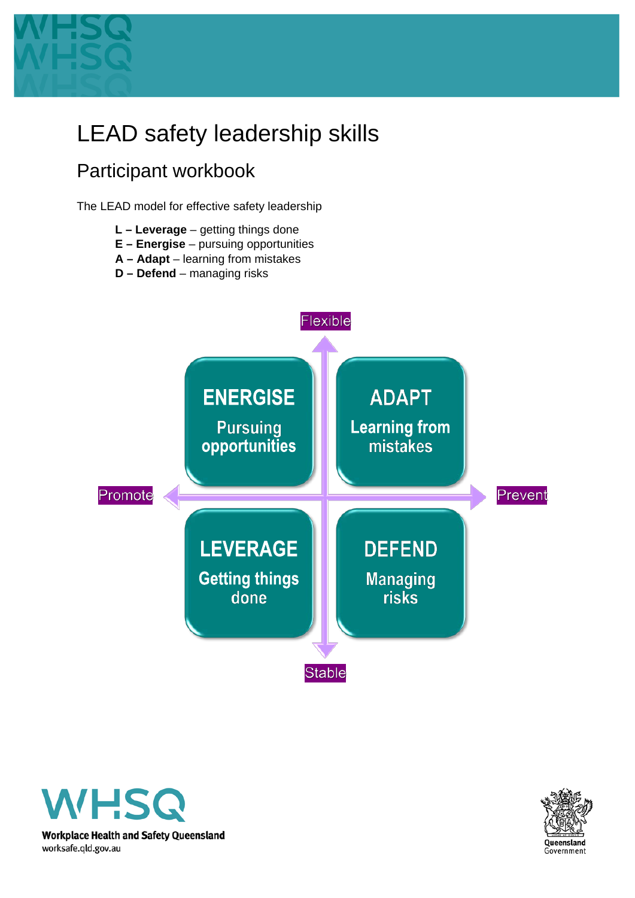# LEAD safety leadership skills

## Participant workbook

The LEAD model for effective safety leadership

- **L – Leverage** – getting things done
- **E – Energise** – pursuing opportunities
- **A – Adapt** – learning from mistakes
- **D – Defend** – managing risks

Flexible

| ENERGISE<br>Pursuing opportunities | ADAPT<br>Learning from mistakes |
|---|---|
| **LEVERAGE**<br>Getting things done | **DEFEND**<br>Managing risks |

Promote — Prevent

Stable

Workplace Health and Safety Queensland
worksafe.qld.gov.au

Queensland Government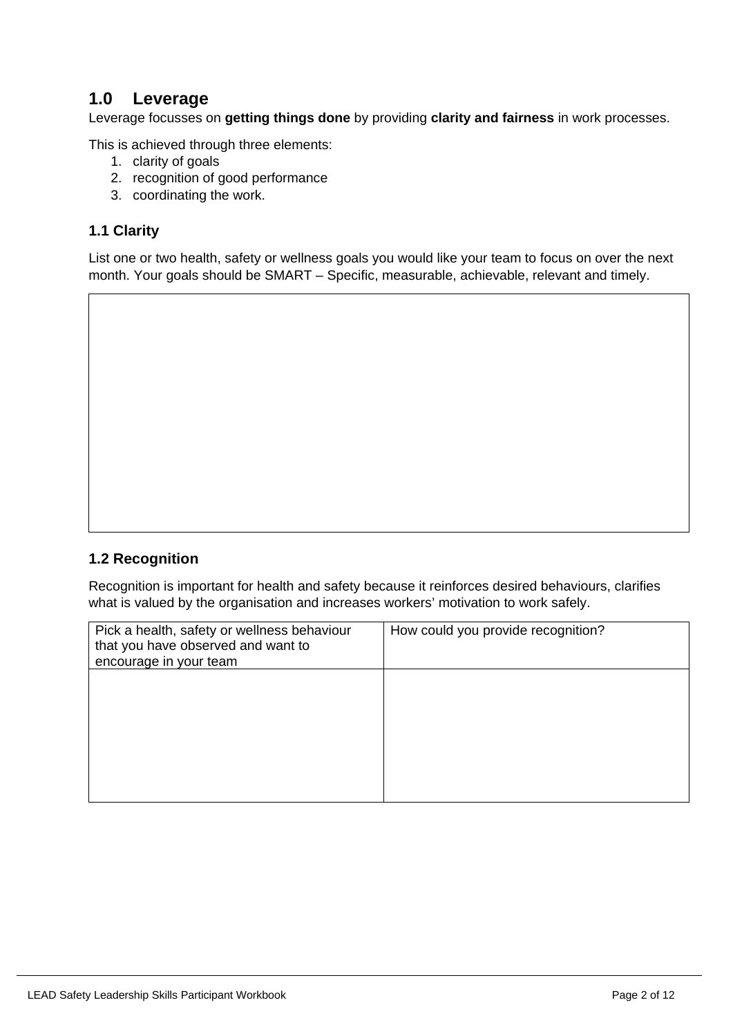## 1.0 Leverage

Leverage focusses on **getting things done** by providing **clarity and fairness** in work processes.

This is achieved through three elements:

1. clarity of goals
2. recognition of good performance
3. coordinating the work.

### 1.1 Clarity

List one or two health, safety or wellness goals you would like your team to focus on over the next month. Your goals should be SMART – Specific, measurable, achievable, relevant and timely.

| |
|---|
| |

### 1.2 Recognition

Recognition is important for health and safety because it reinforces desired behaviours, clarifies what is valued by the organisation and increases workers' motivation to work safely.

| Pick a health, safety or wellness behaviour that you have observed and want to encourage in your team | How could you provide recognition? |
|---|---|
| | |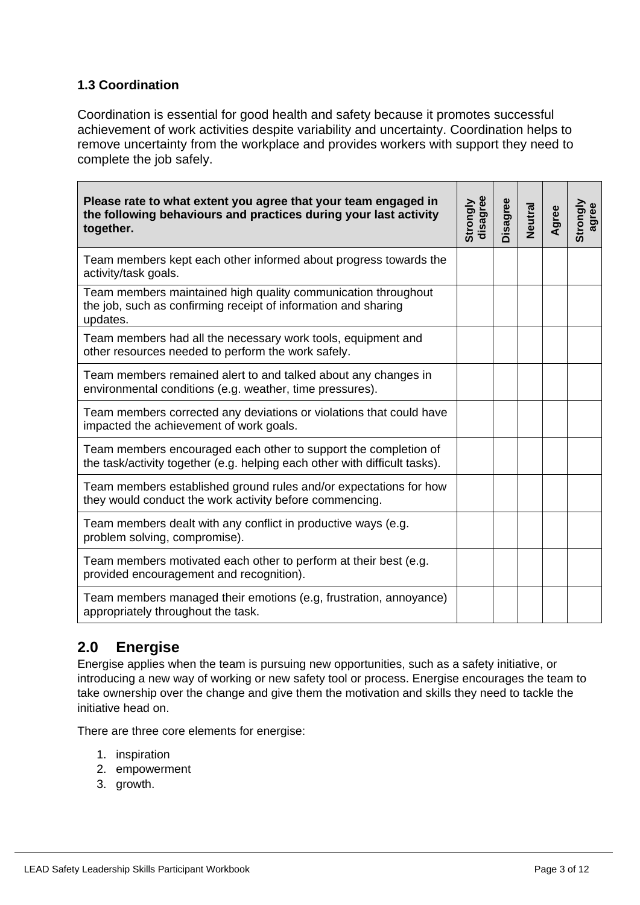### 1.3 Coordination

Coordination is essential for good health and safety because it promotes successful achievement of work activities despite variability and uncertainty. Coordination helps to remove uncertainty from the workplace and provides workers with support they need to complete the job safely.

| Please rate to what extent you agree that your team engaged in the following behaviours and practices during your last activity together. | Strongly disagree | Disagree | Neutral | Agree | Strongly agree |
|---|---|---|---|---|---|
| Team members kept each other informed about progress towards the activity/task goals. | | | | | |
| Team members maintained high quality communication throughout the job, such as confirming receipt of information and sharing updates. | | | | | |
| Team members had all the necessary work tools, equipment and other resources needed to perform the work safely. | | | | | |
| Team members remained alert to and talked about any changes in environmental conditions (e.g. weather, time pressures). | | | | | |
| Team members corrected any deviations or violations that could have impacted the achievement of work goals. | | | | | |
| Team members encouraged each other to support the completion of the task/activity together (e.g. helping each other with difficult tasks). | | | | | |
| Team members established ground rules and/or expectations for how they would conduct the work activity before commencing. | | | | | |
| Team members dealt with any conflict in productive ways (e.g. problem solving, compromise). | | | | | |
| Team members motivated each other to perform at their best (e.g. provided encouragement and recognition). | | | | | |
| Team members managed their emotions (e.g, frustration, annoyance) appropriately throughout the task. | | | | | |

## 2.0 Energise

Energise applies when the team is pursuing new opportunities, such as a safety initiative, or introducing a new way of working or new safety tool or process. Energise encourages the team to take ownership over the change and give them the motivation and skills they need to tackle the initiative head on.

There are three core elements for energise:

1. inspiration
2. empowerment
3. growth.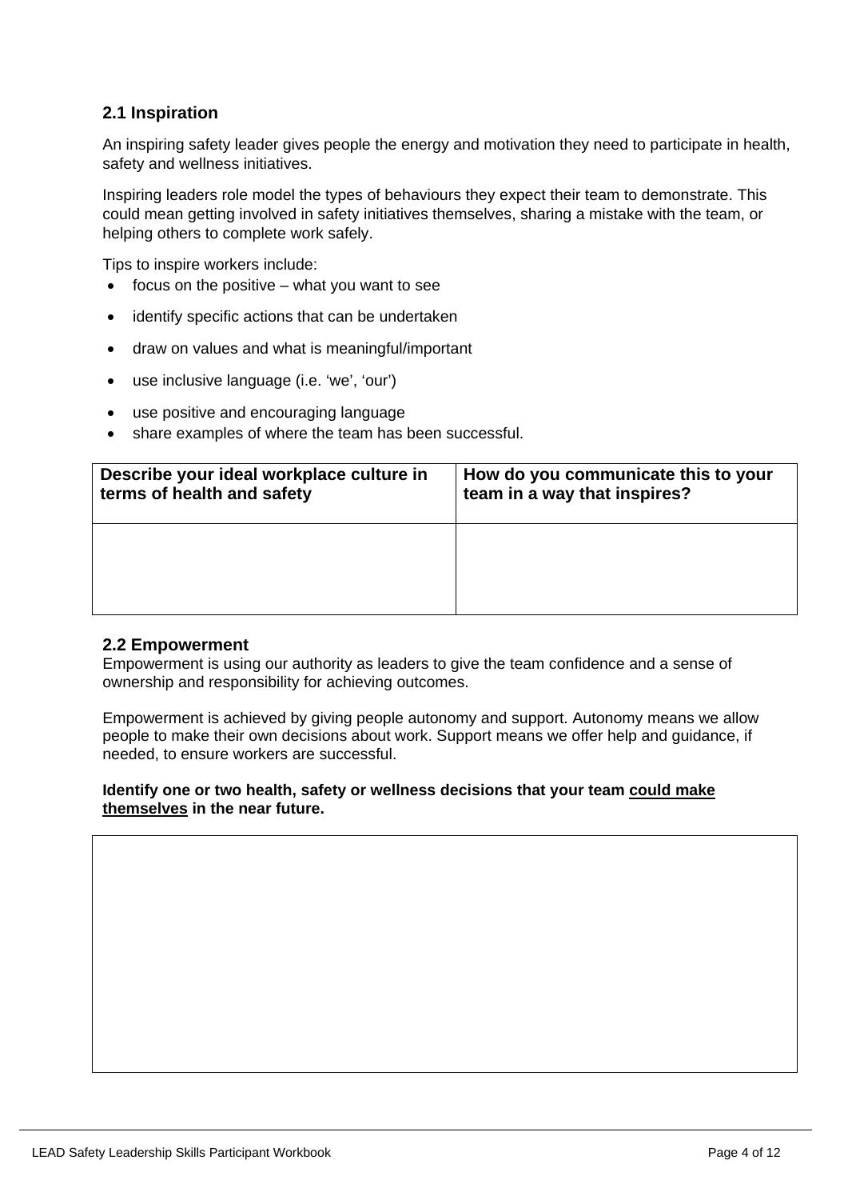## 2.1 Inspiration

An inspiring safety leader gives people the energy and motivation they need to participate in health, safety and wellness initiatives.

Inspiring leaders role model the types of behaviours they expect their team to demonstrate. This could mean getting involved in safety initiatives themselves, sharing a mistake with the team, or helping others to complete work safely.

Tips to inspire workers include:

- focus on the positive – what you want to see
- identify specific actions that can be undertaken
- draw on values and what is meaningful/important
- use inclusive language (i.e. 'we', 'our')
- use positive and encouraging language
- share examples of where the team has been successful.

| Describe your ideal workplace culture in terms of health and safety | How do you communicate this to your team in a way that inspires? |
|---|---|
| | |

## 2.2 Empowerment

Empowerment is using our authority as leaders to give the team confidence and a sense of ownership and responsibility for achieving outcomes.

Empowerment is achieved by giving people autonomy and support. Autonomy means we allow people to make their own decisions about work. Support means we offer help and guidance, if needed, to ensure workers are successful.

**Identify one or two health, safety or wellness decisions that your team <u>could make themselves</u> in the near future.**

| |
|---|
| |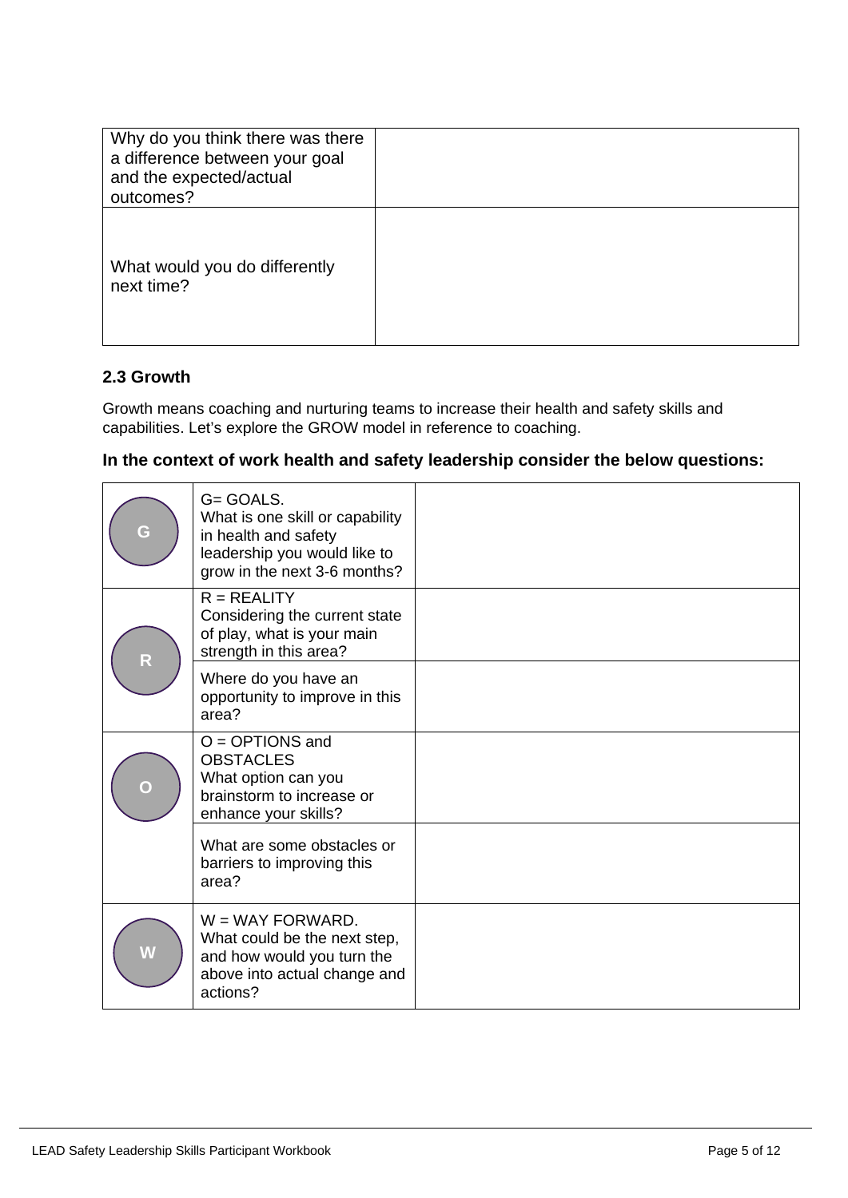| Why do you think there was there a difference between your goal and the expected/actual outcomes? | |
|---|---|
| What would you do differently next time? | |

### 2.3 Growth

Growth means coaching and nurturing teams to increase their health and safety skills and capabilities. Let's explore the GROW model in reference to coaching.

**In the context of work health and safety leadership consider the below questions:**

| | | |
|---|---|---|
| G | G= GOALS.<br>What is one skill or capability in health and safety leadership you would like to grow in the next 3-6 months? | |
| R | R = REALITY<br>Considering the current state of play, what is your main strength in this area? | |
| | Where do you have an opportunity to improve in this area? | |
| O | O = OPTIONS and OBSTACLES<br>What option can you brainstorm to increase or enhance your skills? | |
| | What are some obstacles or barriers to improving this area? | |
| W | W = WAY FORWARD.<br>What could be the next step, and how would you turn the above into actual change and actions? | |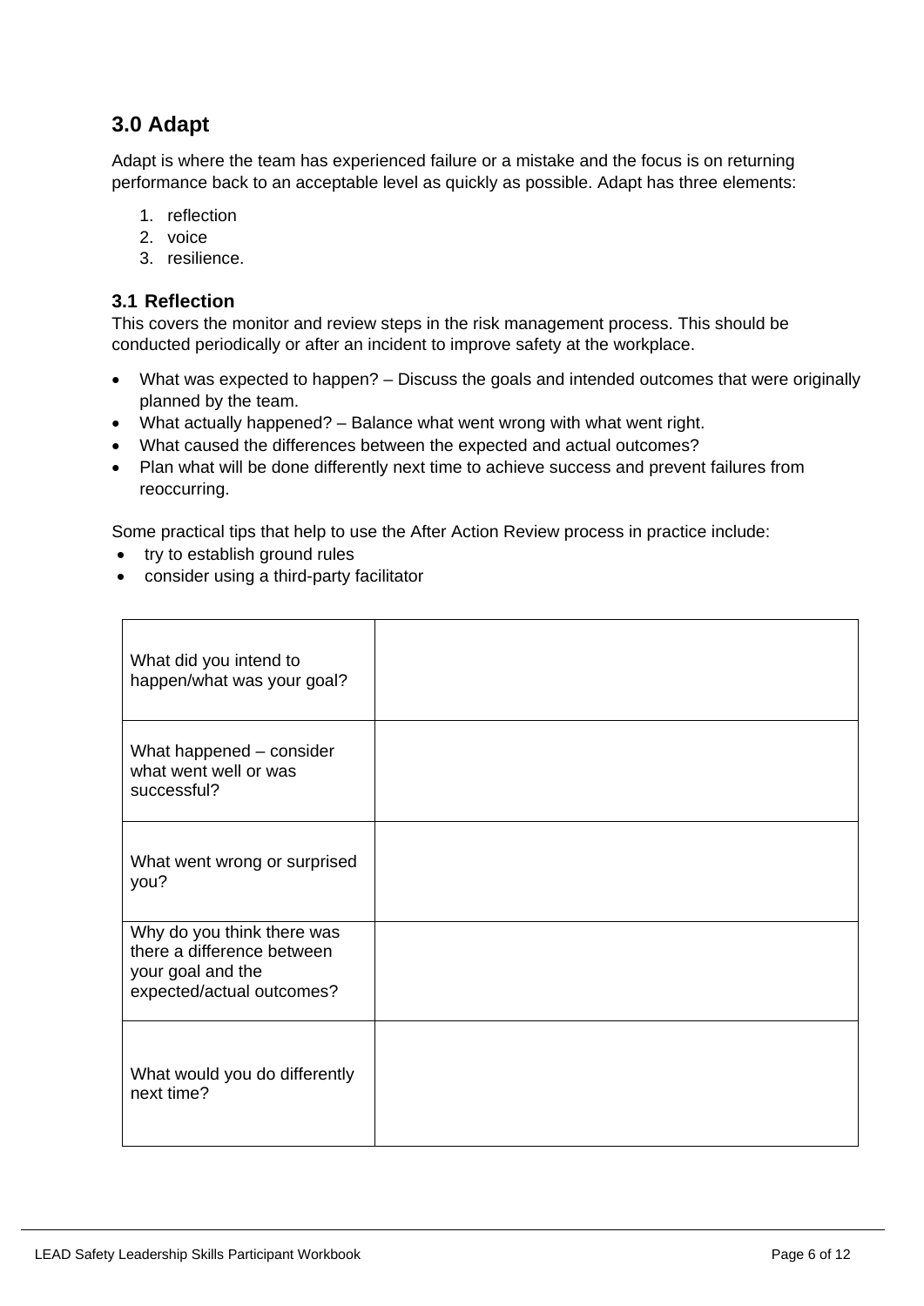## 3.0 Adapt

Adapt is where the team has experienced failure or a mistake and the focus is on returning performance back to an acceptable level as quickly as possible. Adapt has three elements:

1. reflection
2. voice
3. resilience.

### 3.1 Reflection

This covers the monitor and review steps in the risk management process. This should be conducted periodically or after an incident to improve safety at the workplace.

- What was expected to happen? – Discuss the goals and intended outcomes that were originally planned by the team.
- What actually happened? – Balance what went wrong with what went right.
- What caused the differences between the expected and actual outcomes?
- Plan what will be done differently next time to achieve success and prevent failures from reoccurring.

Some practical tips that help to use the After Action Review process in practice include:

- try to establish ground rules
- consider using a third-party facilitator

| | |
|---|---|
| What did you intend to happen/what was your goal? | |
| What happened – consider what went well or was successful? | |
| What went wrong or surprised you? | |
| Why do you think there was there a difference between your goal and the expected/actual outcomes? | |
| What would you do differently next time? | |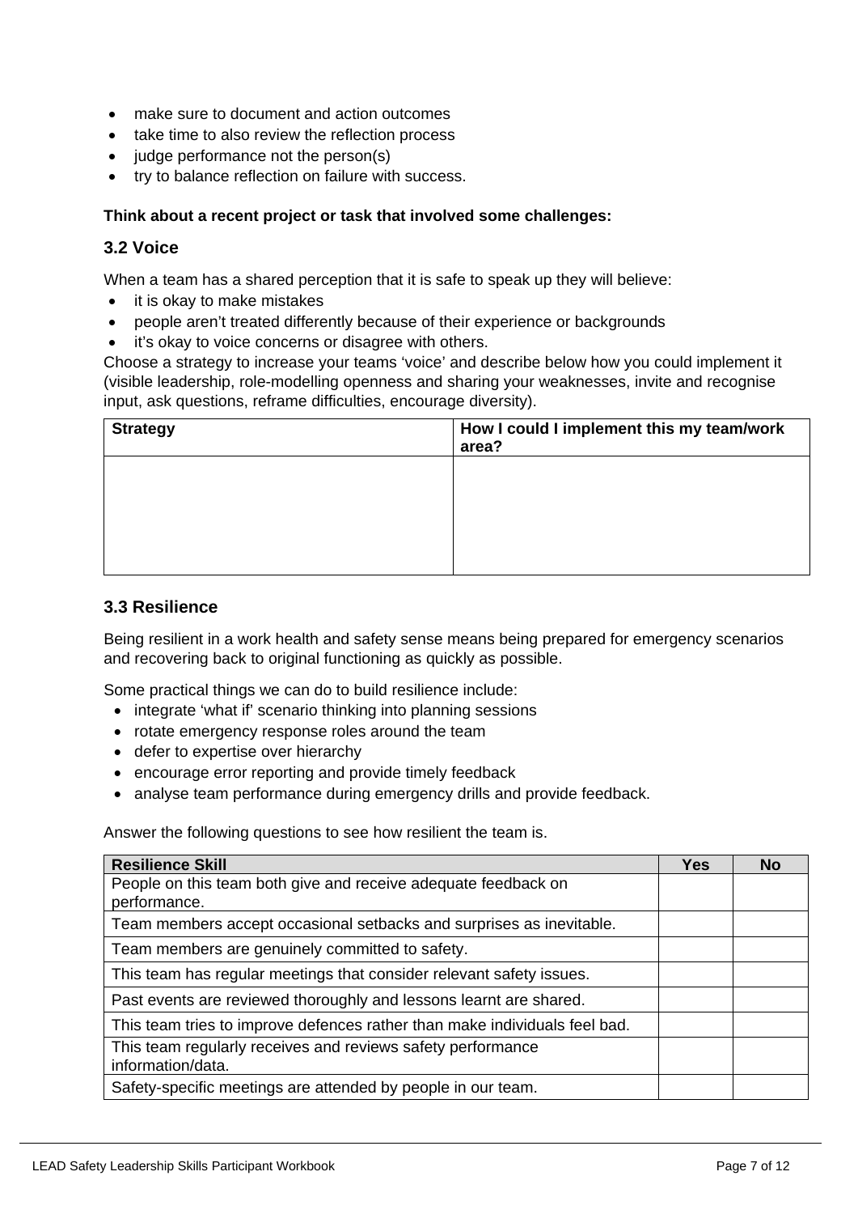- make sure to document and action outcomes
- take time to also review the reflection process
- judge performance not the person(s)
- try to balance reflection on failure with success.

**Think about a recent project or task that involved some challenges:**

### 3.2 Voice

When a team has a shared perception that it is safe to speak up they will believe:

- it is okay to make mistakes
- people aren't treated differently because of their experience or backgrounds
- it's okay to voice concerns or disagree with others.

Choose a strategy to increase your teams 'voice' and describe below how you could implement it (visible leadership, role-modelling openness and sharing your weaknesses, invite and recognise input, ask questions, reframe difficulties, encourage diversity).

| Strategy | How I could I implement this my team/work area? |
|---|---|
| | |

### 3.3 Resilience

Being resilient in a work health and safety sense means being prepared for emergency scenarios and recovering back to original functioning as quickly as possible.

Some practical things we can do to build resilience include:

- integrate 'what if' scenario thinking into planning sessions
- rotate emergency response roles around the team
- defer to expertise over hierarchy
- encourage error reporting and provide timely feedback
- analyse team performance during emergency drills and provide feedback.

Answer the following questions to see how resilient the team is.

| Resilience Skill | Yes | No |
|---|---|---|
| People on this team both give and receive adequate feedback on performance. | | |
| Team members accept occasional setbacks and surprises as inevitable. | | |
| Team members are genuinely committed to safety. | | |
| This team has regular meetings that consider relevant safety issues. | | |
| Past events are reviewed thoroughly and lessons learnt are shared. | | |
| This team tries to improve defences rather than make individuals feel bad. | | |
| This team regularly receives and reviews safety performance information/data. | | |
| Safety-specific meetings are attended by people in our team. | | |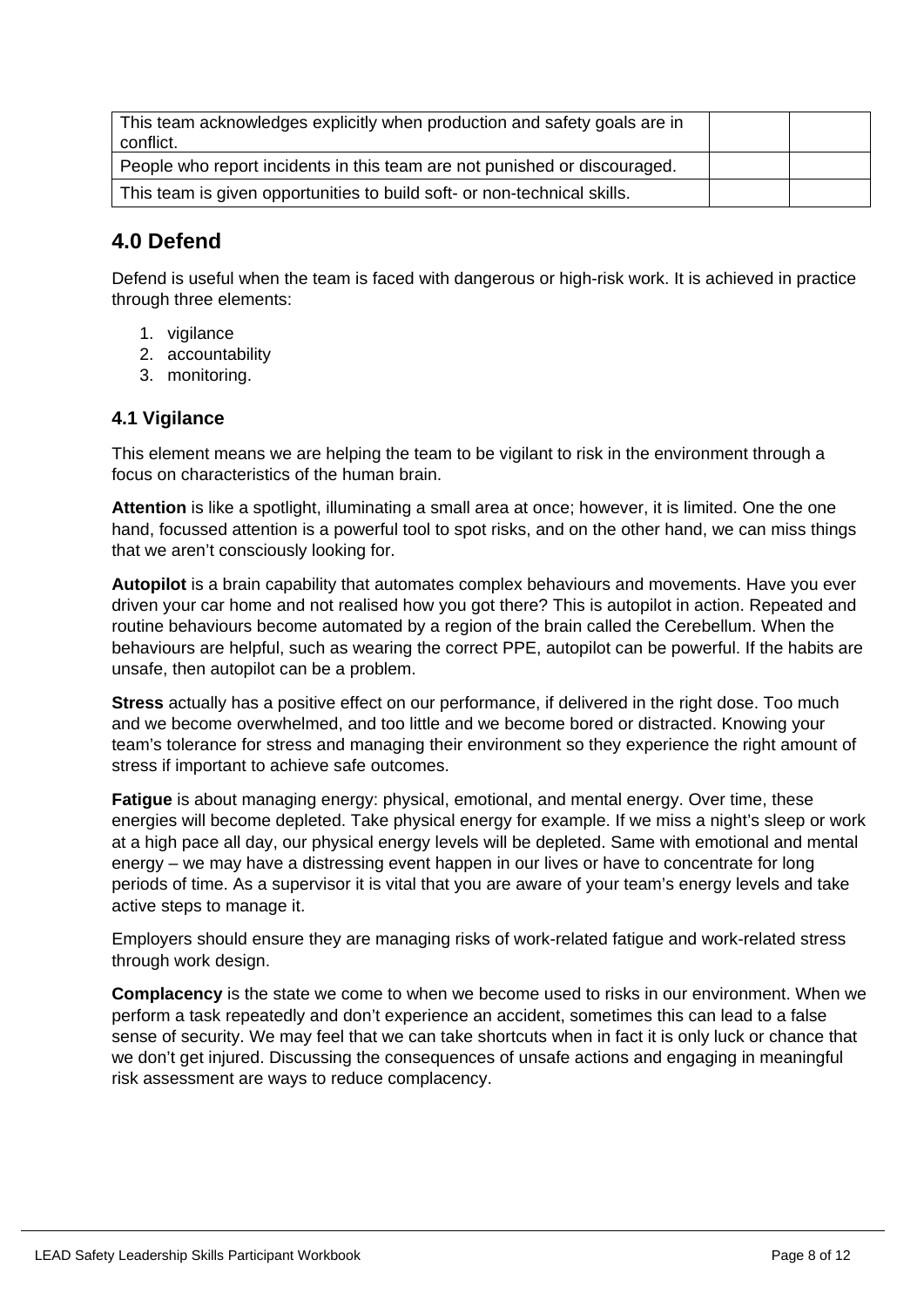| This team acknowledges explicitly when production and safety goals are in conflict. | | |
|---|---|---|
| People who report incidents in this team are not punished or discouraged. | | |
| This team is given opportunities to build soft- or non-technical skills. | | |

## 4.0 Defend

Defend is useful when the team is faced with dangerous or high-risk work. It is achieved in practice through three elements:

1. vigilance
2. accountability
3. monitoring.

### 4.1 Vigilance

This element means we are helping the team to be vigilant to risk in the environment through a focus on characteristics of the human brain.

**Attention** is like a spotlight, illuminating a small area at once; however, it is limited. One the one hand, focussed attention is a powerful tool to spot risks, and on the other hand, we can miss things that we aren't consciously looking for.

**Autopilot** is a brain capability that automates complex behaviours and movements. Have you ever driven your car home and not realised how you got there? This is autopilot in action. Repeated and routine behaviours become automated by a region of the brain called the Cerebellum. When the behaviours are helpful, such as wearing the correct PPE, autopilot can be powerful. If the habits are unsafe, then autopilot can be a problem.

**Stress** actually has a positive effect on our performance, if delivered in the right dose. Too much and we become overwhelmed, and too little and we become bored or distracted. Knowing your team's tolerance for stress and managing their environment so they experience the right amount of stress if important to achieve safe outcomes.

**Fatigue** is about managing energy: physical, emotional, and mental energy. Over time, these energies will become depleted. Take physical energy for example. If we miss a night's sleep or work at a high pace all day, our physical energy levels will be depleted. Same with emotional and mental energy – we may have a distressing event happen in our lives or have to concentrate for long periods of time. As a supervisor it is vital that you are aware of your team's energy levels and take active steps to manage it.

Employers should ensure they are managing risks of work-related fatigue and work-related stress through work design.

**Complacency** is the state we come to when we become used to risks in our environment. When we perform a task repeatedly and don't experience an accident, sometimes this can lead to a false sense of security. We may feel that we can take shortcuts when in fact it is only luck or chance that we don't get injured. Discussing the consequences of unsafe actions and engaging in meaningful risk assessment are ways to reduce complacency.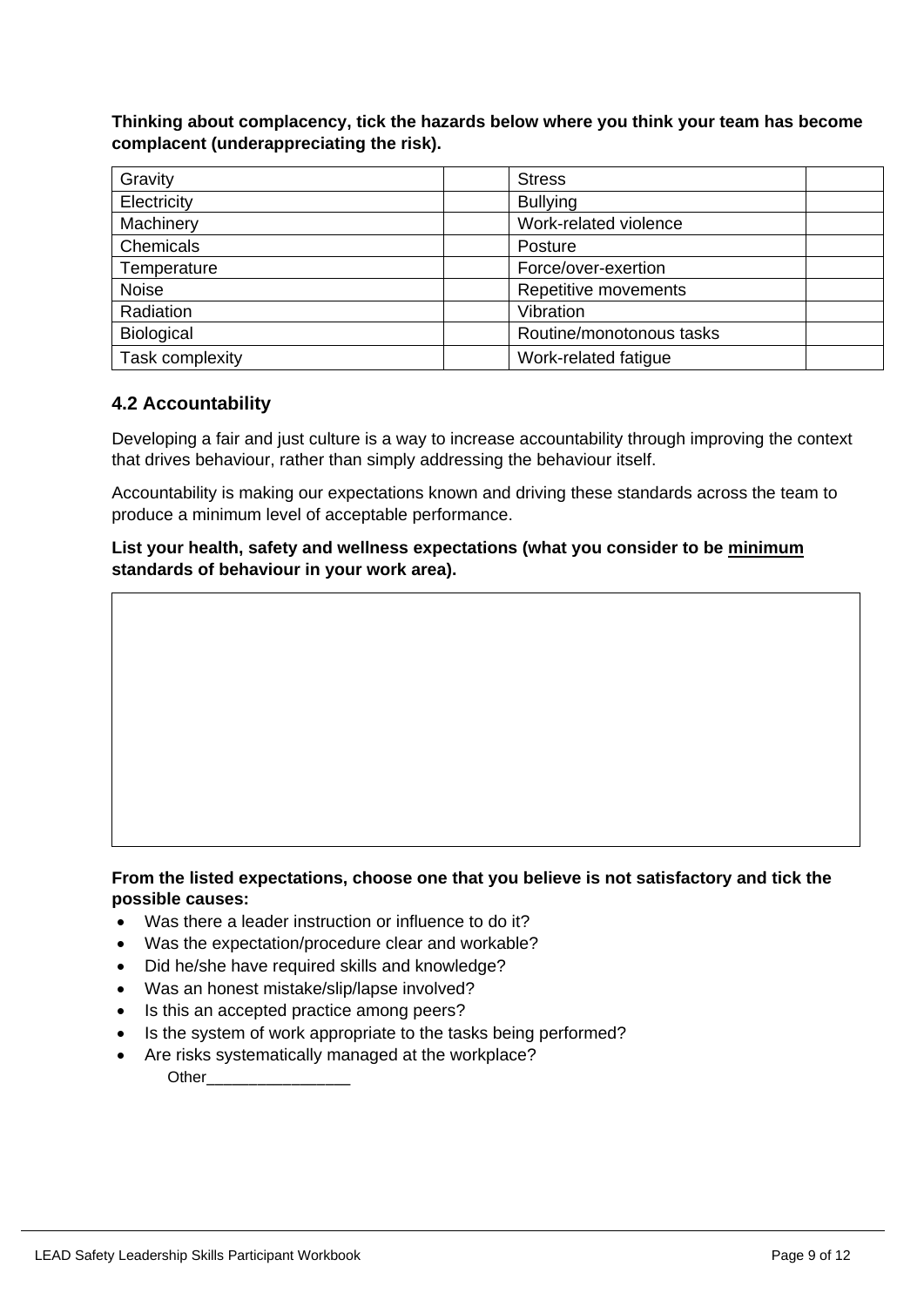**Thinking about complacency, tick the hazards below where you think your team has become complacent (underappreciating the risk).**

| Gravity | | Stress | |
|---|---|---|---|
| Electricity | | Bullying | |
| Machinery | | Work-related violence | |
| Chemicals | | Posture | |
| Temperature | | Force/over-exertion | |
| Noise | | Repetitive movements | |
| Radiation | | Vibration | |
| Biological | | Routine/monotonous tasks | |
| Task complexity | | Work-related fatigue | |

## 4.2 Accountability

Developing a fair and just culture is a way to increase accountability through improving the context that drives behaviour, rather than simply addressing the behaviour itself.

Accountability is making our expectations known and driving these standards across the team to produce a minimum level of acceptable performance.

**List your health, safety and wellness expectations (what you consider to be <u>minimum</u> standards of behaviour in your work area).**

**From the listed expectations, choose one that you believe is not satisfactory and tick the possible causes:**

- Was there a leader instruction or influence to do it?
- Was the expectation/procedure clear and workable?
- Did he/she have required skills and knowledge?
- Was an honest mistake/slip/lapse involved?
- Is this an accepted practice among peers?
- Is the system of work appropriate to the tasks being performed?
- Are risks systematically managed at the workplace?

  Other________________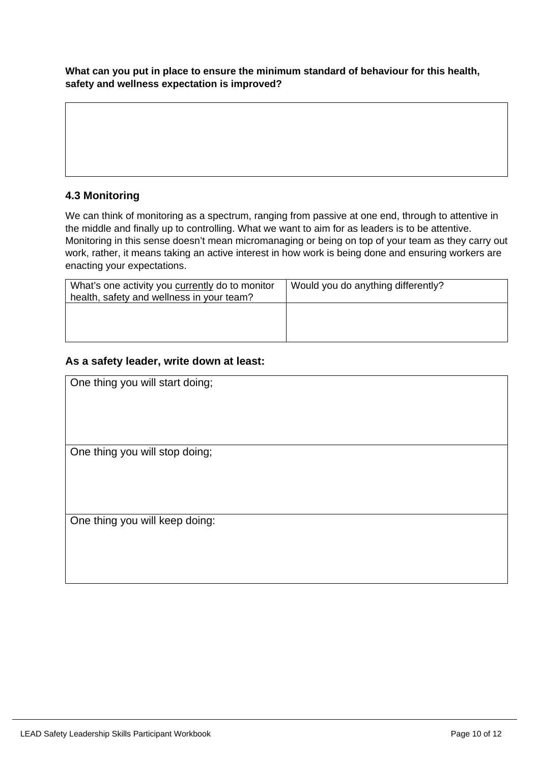**What can you put in place to ensure the minimum standard of behaviour for this health, safety and wellness expectation is improved?**

|   |
|---|
|   |

### 4.3 Monitoring

We can think of monitoring as a spectrum, ranging from passive at one end, through to attentive in the middle and finally up to controlling. What we want to aim for as leaders is to be attentive. Monitoring in this sense doesn't mean micromanaging or being on top of your team as they carry out work, rather, it means taking an active interest in how work is being done and ensuring workers are enacting your expectations.

| What's one activity you <u>currently</u> do to monitor health, safety and wellness in your team? | Would you do anything differently? |
|---|---|
| | |

### As a safety leader, write down at least:

| One thing you will start doing; |
|---|
| One thing you will stop doing; |
| One thing you will keep doing: |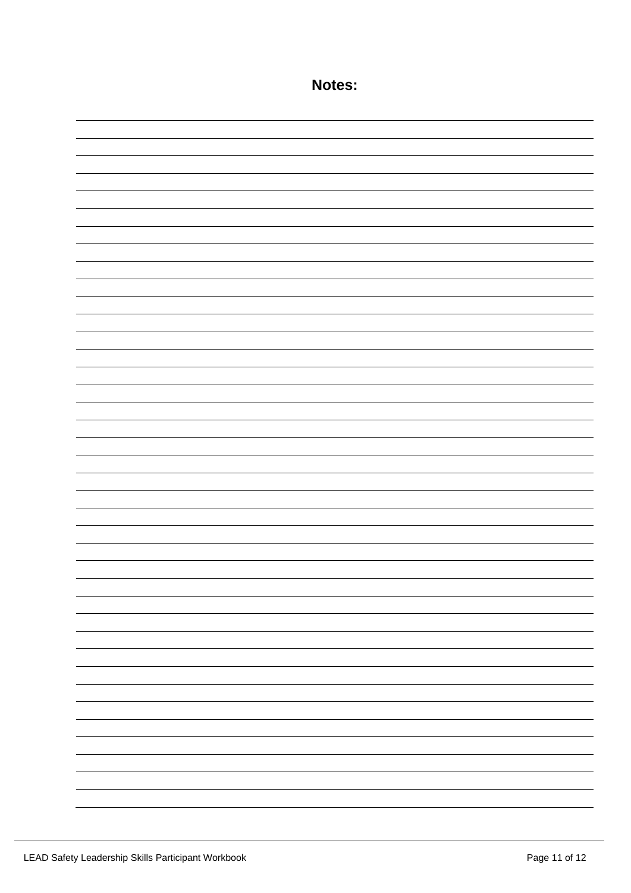**Notes:**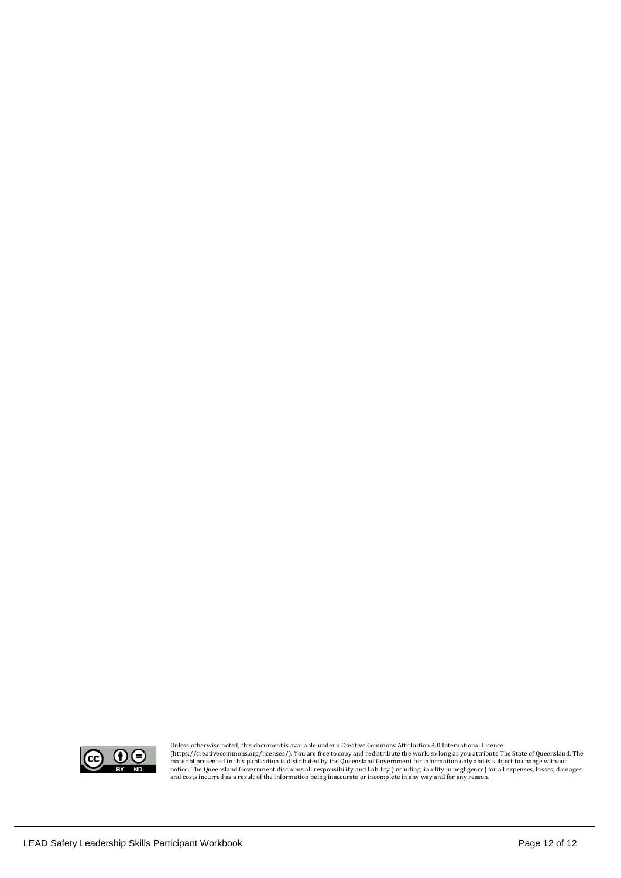Unless otherwise noted, this document is available under a Creative Commons Attribution 4.0 International Licence (https://creativecommons.org/licenses/). You are free to copy and redistribute the work, so long as you attribute The State of Queensland. The material presented in this publication is distributed by the Queensland Government for information only and is subject to change without notice. The Queensland Government disclaims all responsibility and liability (including liability in negligence) for all expenses, losses, damages and costs incurred as a result of the information being inaccurate or incomplete in any way and for any reason.